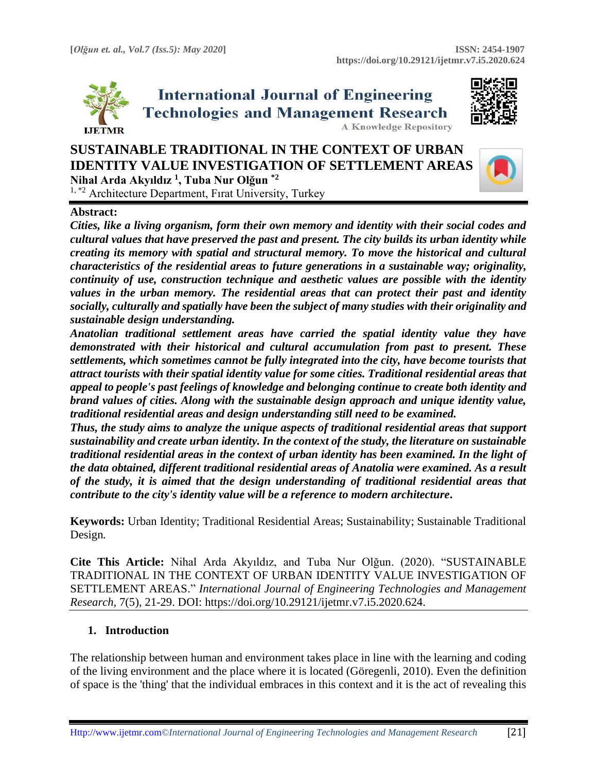# SUSTAINABLE TRADITIONAL IN THE CONTEXT OF URBAN IDENTITY VALUE INVESTIGATION OF SETTLEMENT AREAS

**Nihal Arda Akyıldız [1], Tuba Nur Olğun [*2]**

[1, *2] Architecture Department, Fırat University, Turkey

**Abstract:**

***Cities, like a living organism, form their own memory and identity with their social codes and cultural values that have preserved the past and present. The city builds its urban identity while creating its memory with spatial and structural memory. To move the historical and cultural characteristics of the residential areas to future generations in a sustainable way; originality, continuity of use, construction technique and aesthetic values are possible with the identity values in the urban memory. The residential areas that can protect their past and identity socially, culturally and spatially have been the subject of many studies with their originality and sustainable design understanding.***

***Anatolian traditional settlement areas have carried the spatial identity value they have demonstrated with their historical and cultural accumulation from past to present. These settlements, which sometimes cannot be fully integrated into the city, have become tourists that attract tourists with their spatial identity value for some cities. Traditional residential areas that appeal to people's past feelings of knowledge and belonging continue to create both identity and brand values of cities. Along with the sustainable design approach and unique identity value, traditional residential areas and design understanding still need to be examined.***

***Thus, the study aims to analyze the unique aspects of traditional residential areas that support sustainability and create urban identity. In the context of the study, the literature on sustainable traditional residential areas in the context of urban identity has been examined. In the light of the data obtained, different traditional residential areas of Anatolia were examined. As a result of the study, it is aimed that the design understanding of traditional residential areas that contribute to the city's identity value will be a reference to modern architecture.***

**Keywords:** Urban Identity; Traditional Residential Areas; Sustainability; Sustainable Traditional Design.

**Cite This Article:** Nihal Arda Akyıldız, and Tuba Nur Olğun. (2020). "SUSTAINABLE TRADITIONAL IN THE CONTEXT OF URBAN IDENTITY VALUE INVESTIGATION OF SETTLEMENT AREAS." *International Journal of Engineering Technologies and Management Research*, 7(5), 21-29. DOI: https://doi.org/10.29121/ijetmr.v7.i5.2020.624.

## 1. Introduction

The relationship between human and environment takes place in line with the learning and coding of the living environment and the place where it is located (Göregenli, 2010). Even the definition of space is the 'thing' that the individual embraces in this context and it is the act of revealing this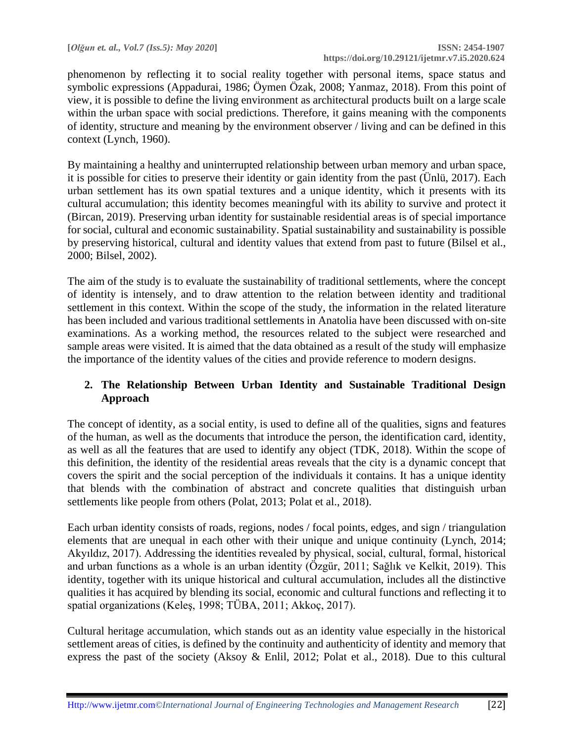phenomenon by reflecting it to social reality together with personal items, space status and symbolic expressions (Appadurai, 1986; Öymen Özak, 2008; Yanmaz, 2018). From this point of view, it is possible to define the living environment as architectural products built on a large scale within the urban space with social predictions. Therefore, it gains meaning with the components of identity, structure and meaning by the environment observer / living and can be defined in this context (Lynch, 1960).

By maintaining a healthy and uninterrupted relationship between urban memory and urban space, it is possible for cities to preserve their identity or gain identity from the past (Ünlü, 2017). Each urban settlement has its own spatial textures and a unique identity, which it presents with its cultural accumulation; this identity becomes meaningful with its ability to survive and protect it (Bircan, 2019). Preserving urban identity for sustainable residential areas is of special importance for social, cultural and economic sustainability. Spatial sustainability and sustainability is possible by preserving historical, cultural and identity values that extend from past to future (Bilsel et al., 2000; Bilsel, 2002).

The aim of the study is to evaluate the sustainability of traditional settlements, where the concept of identity is intensely, and to draw attention to the relation between identity and traditional settlement in this context. Within the scope of the study, the information in the related literature has been included and various traditional settlements in Anatolia have been discussed with on-site examinations. As a working method, the resources related to the subject were researched and sample areas were visited. It is aimed that the data obtained as a result of the study will emphasize the importance of the identity values of the cities and provide reference to modern designs.

## 2. The Relationship Between Urban Identity and Sustainable Traditional Design Approach

The concept of identity, as a social entity, is used to define all of the qualities, signs and features of the human, as well as the documents that introduce the person, the identification card, identity, as well as all the features that are used to identify any object (TDK, 2018). Within the scope of this definition, the identity of the residential areas reveals that the city is a dynamic concept that covers the spirit and the social perception of the individuals it contains. It has a unique identity that blends with the combination of abstract and concrete qualities that distinguish urban settlements like people from others (Polat, 2013; Polat et al., 2018).

Each urban identity consists of roads, regions, nodes / focal points, edges, and sign / triangulation elements that are unequal in each other with their unique and unique continuity (Lynch, 2014; Akyıldız, 2017). Addressing the identities revealed by physical, social, cultural, formal, historical and urban functions as a whole is an urban identity (Özgür, 2011; Sağlık ve Kelkit, 2019). This identity, together with its unique historical and cultural accumulation, includes all the distinctive qualities it has acquired by blending its social, economic and cultural functions and reflecting it to spatial organizations (Keleş, 1998; TÜBA, 2011; Akkoç, 2017).

Cultural heritage accumulation, which stands out as an identity value especially in the historical settlement areas of cities, is defined by the continuity and authenticity of identity and memory that express the past of the society (Aksoy & Enlil, 2012; Polat et al., 2018). Due to this cultural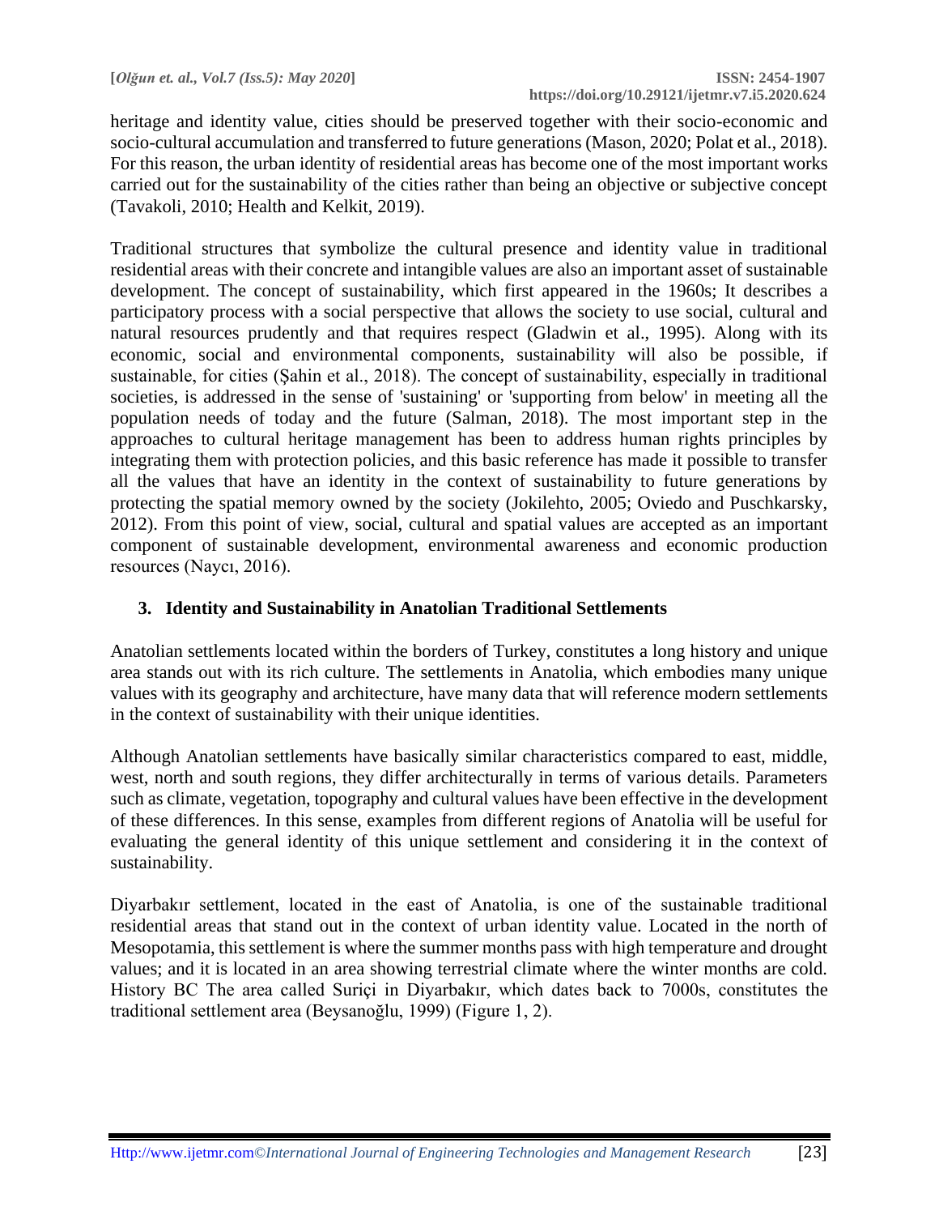heritage and identity value, cities should be preserved together with their socio-economic and socio-cultural accumulation and transferred to future generations (Mason, 2020; Polat et al., 2018). For this reason, the urban identity of residential areas has become one of the most important works carried out for the sustainability of the cities rather than being an objective or subjective concept (Tavakoli, 2010; Health and Kelkit, 2019).

Traditional structures that symbolize the cultural presence and identity value in traditional residential areas with their concrete and intangible values are also an important asset of sustainable development. The concept of sustainability, which first appeared in the 1960s; It describes a participatory process with a social perspective that allows the society to use social, cultural and natural resources prudently and that requires respect (Gladwin et al., 1995). Along with its economic, social and environmental components, sustainability will also be possible, if sustainable, for cities (Şahin et al., 2018). The concept of sustainability, especially in traditional societies, is addressed in the sense of 'sustaining' or 'supporting from below' in meeting all the population needs of today and the future (Salman, 2018). The most important step in the approaches to cultural heritage management has been to address human rights principles by integrating them with protection policies, and this basic reference has made it possible to transfer all the values that have an identity in the context of sustainability to future generations by protecting the spatial memory owned by the society (Jokilehto, 2005; Oviedo and Puschkarsky, 2012). From this point of view, social, cultural and spatial values are accepted as an important component of sustainable development, environmental awareness and economic production resources (Naycı, 2016).

## 3. Identity and Sustainability in Anatolian Traditional Settlements

Anatolian settlements located within the borders of Turkey, constitutes a long history and unique area stands out with its rich culture. The settlements in Anatolia, which embodies many unique values with its geography and architecture, have many data that will reference modern settlements in the context of sustainability with their unique identities.

Although Anatolian settlements have basically similar characteristics compared to east, middle, west, north and south regions, they differ architecturally in terms of various details. Parameters such as climate, vegetation, topography and cultural values have been effective in the development of these differences. In this sense, examples from different regions of Anatolia will be useful for evaluating the general identity of this unique settlement and considering it in the context of sustainability.

Diyarbakır settlement, located in the east of Anatolia, is one of the sustainable traditional residential areas that stand out in the context of urban identity value. Located in the north of Mesopotamia, this settlement is where the summer months pass with high temperature and drought values; and it is located in an area showing terrestrial climate where the winter months are cold. History BC The area called Suriçi in Diyarbakır, which dates back to 7000s, constitutes the traditional settlement area (Beysanoğlu, 1999) (Figure 1, 2).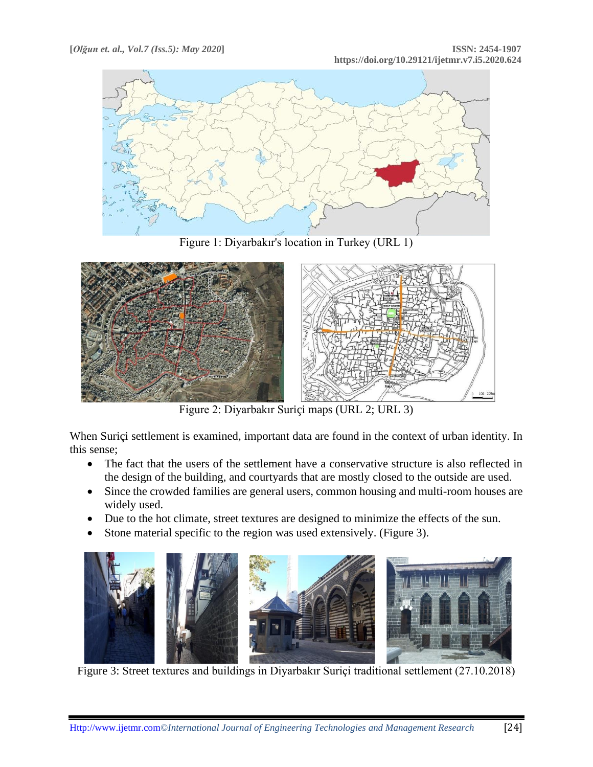Figure 1: Diyarbakır's location in Turkey (URL 1)

Figure 2: Diyarbakır Suriçi maps (URL 2; URL 3)

When Suriçi settlement is examined, important data are found in the context of urban identity. In this sense;

- The fact that the users of the settlement have a conservative structure is also reflected in the design of the building, and courtyards that are mostly closed to the outside are used.
- Since the crowded families are general users, common housing and multi-room houses are widely used.
- Due to the hot climate, street textures are designed to minimize the effects of the sun.
- Stone material specific to the region was used extensively. (Figure 3).

Figure 3: Street textures and buildings in Diyarbakır Suriçi traditional settlement (27.10.2018)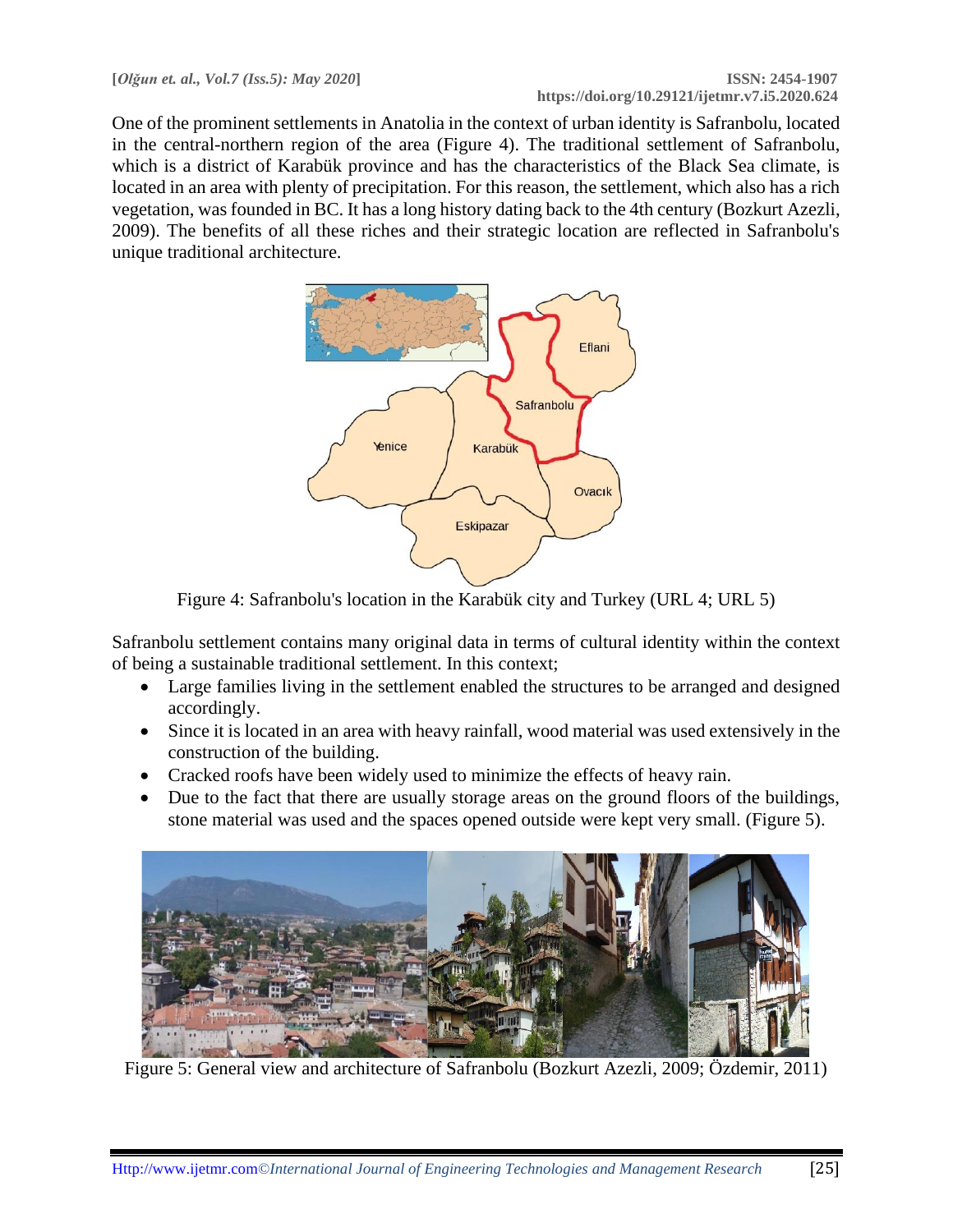One of the prominent settlements in Anatolia in the context of urban identity is Safranbolu, located in the central-northern region of the area (Figure 4). The traditional settlement of Safranbolu, which is a district of Karabük province and has the characteristics of the Black Sea climate, is located in an area with plenty of precipitation. For this reason, the settlement, which also has a rich vegetation, was founded in BC. It has a long history dating back to the 4th century (Bozkurt Azezli, 2009). The benefits of all these riches and their strategic location are reflected in Safranbolu's unique traditional architecture.

Figure 4: Safranbolu's location in the Karabük city and Turkey (URL 4; URL 5)

Safranbolu settlement contains many original data in terms of cultural identity within the context of being a sustainable traditional settlement. In this context;

- Large families living in the settlement enabled the structures to be arranged and designed accordingly.
- Since it is located in an area with heavy rainfall, wood material was used extensively in the construction of the building.
- Cracked roofs have been widely used to minimize the effects of heavy rain.
- Due to the fact that there are usually storage areas on the ground floors of the buildings, stone material was used and the spaces opened outside were kept very small. (Figure 5).

Figure 5: General view and architecture of Safranbolu (Bozkurt Azezli, 2009; Özdemir, 2011)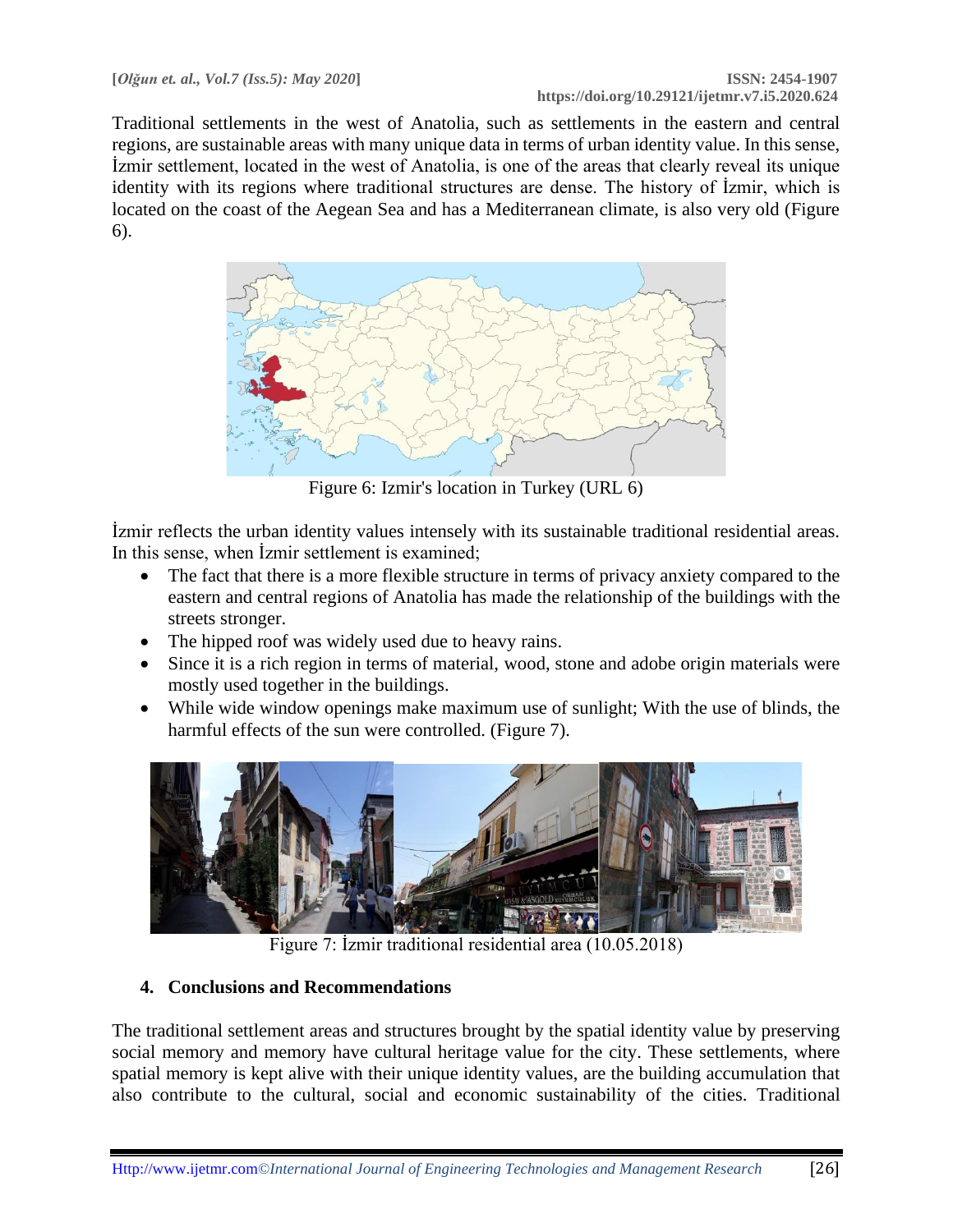Traditional settlements in the west of Anatolia, such as settlements in the eastern and central regions, are sustainable areas with many unique data in terms of urban identity value. In this sense, İzmir settlement, located in the west of Anatolia, is one of the areas that clearly reveal its unique identity with its regions where traditional structures are dense. The history of İzmir, which is located on the coast of the Aegean Sea and has a Mediterranean climate, is also very old (Figure 6).

Figure 6: Izmir's location in Turkey (URL 6)

İzmir reflects the urban identity values intensely with its sustainable traditional residential areas. In this sense, when İzmir settlement is examined;

- The fact that there is a more flexible structure in terms of privacy anxiety compared to the eastern and central regions of Anatolia has made the relationship of the buildings with the streets stronger.
- The hipped roof was widely used due to heavy rains.
- Since it is a rich region in terms of material, wood, stone and adobe origin materials were mostly used together in the buildings.
- While wide window openings make maximum use of sunlight; With the use of blinds, the harmful effects of the sun were controlled. (Figure 7).

Figure 7: İzmir traditional residential area (10.05.2018)

## 4. Conclusions and Recommendations

The traditional settlement areas and structures brought by the spatial identity value by preserving social memory and memory have cultural heritage value for the city. These settlements, where spatial memory is kept alive with their unique identity values, are the building accumulation that also contribute to the cultural, social and economic sustainability of the cities. Traditional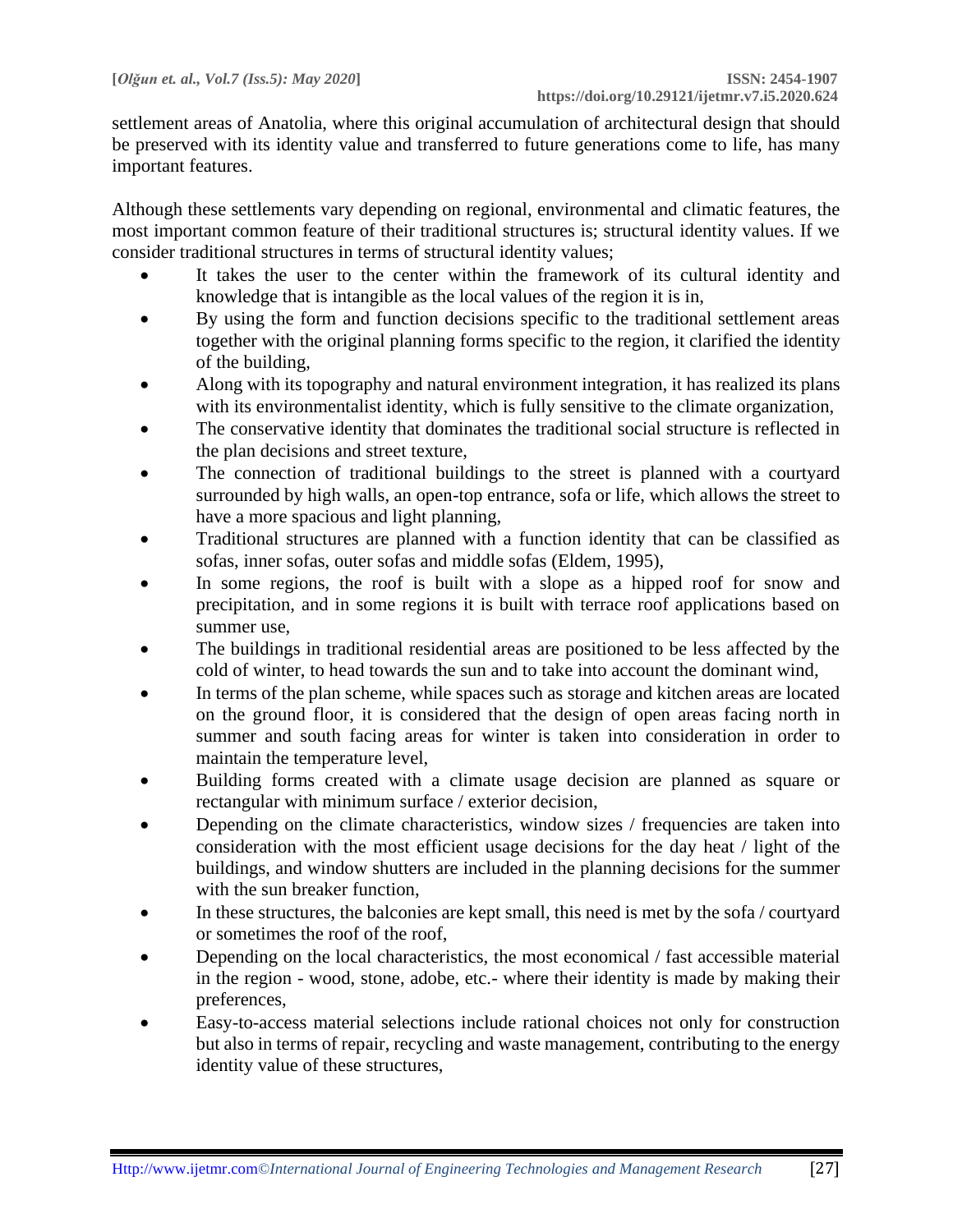settlement areas of Anatolia, where this original accumulation of architectural design that should be preserved with its identity value and transferred to future generations come to life, has many important features.

Although these settlements vary depending on regional, environmental and climatic features, the most important common feature of their traditional structures is; structural identity values. If we consider traditional structures in terms of structural identity values;

- It takes the user to the center within the framework of its cultural identity and knowledge that is intangible as the local values of the region it is in,
- By using the form and function decisions specific to the traditional settlement areas together with the original planning forms specific to the region, it clarified the identity of the building,
- Along with its topography and natural environment integration, it has realized its plans with its environmentalist identity, which is fully sensitive to the climate organization,
- The conservative identity that dominates the traditional social structure is reflected in the plan decisions and street texture,
- The connection of traditional buildings to the street is planned with a courtyard surrounded by high walls, an open-top entrance, sofa or life, which allows the street to have a more spacious and light planning,
- Traditional structures are planned with a function identity that can be classified as sofas, inner sofas, outer sofas and middle sofas (Eldem, 1995),
- In some regions, the roof is built with a slope as a hipped roof for snow and precipitation, and in some regions it is built with terrace roof applications based on summer use,
- The buildings in traditional residential areas are positioned to be less affected by the cold of winter, to head towards the sun and to take into account the dominant wind,
- In terms of the plan scheme, while spaces such as storage and kitchen areas are located on the ground floor, it is considered that the design of open areas facing north in summer and south facing areas for winter is taken into consideration in order to maintain the temperature level,
- Building forms created with a climate usage decision are planned as square or rectangular with minimum surface / exterior decision,
- Depending on the climate characteristics, window sizes / frequencies are taken into consideration with the most efficient usage decisions for the day heat / light of the buildings, and window shutters are included in the planning decisions for the summer with the sun breaker function,
- In these structures, the balconies are kept small, this need is met by the sofa / courtyard or sometimes the roof of the roof,
- Depending on the local characteristics, the most economical / fast accessible material in the region - wood, stone, adobe, etc.- where their identity is made by making their preferences,
- Easy-to-access material selections include rational choices not only for construction but also in terms of repair, recycling and waste management, contributing to the energy identity value of these structures,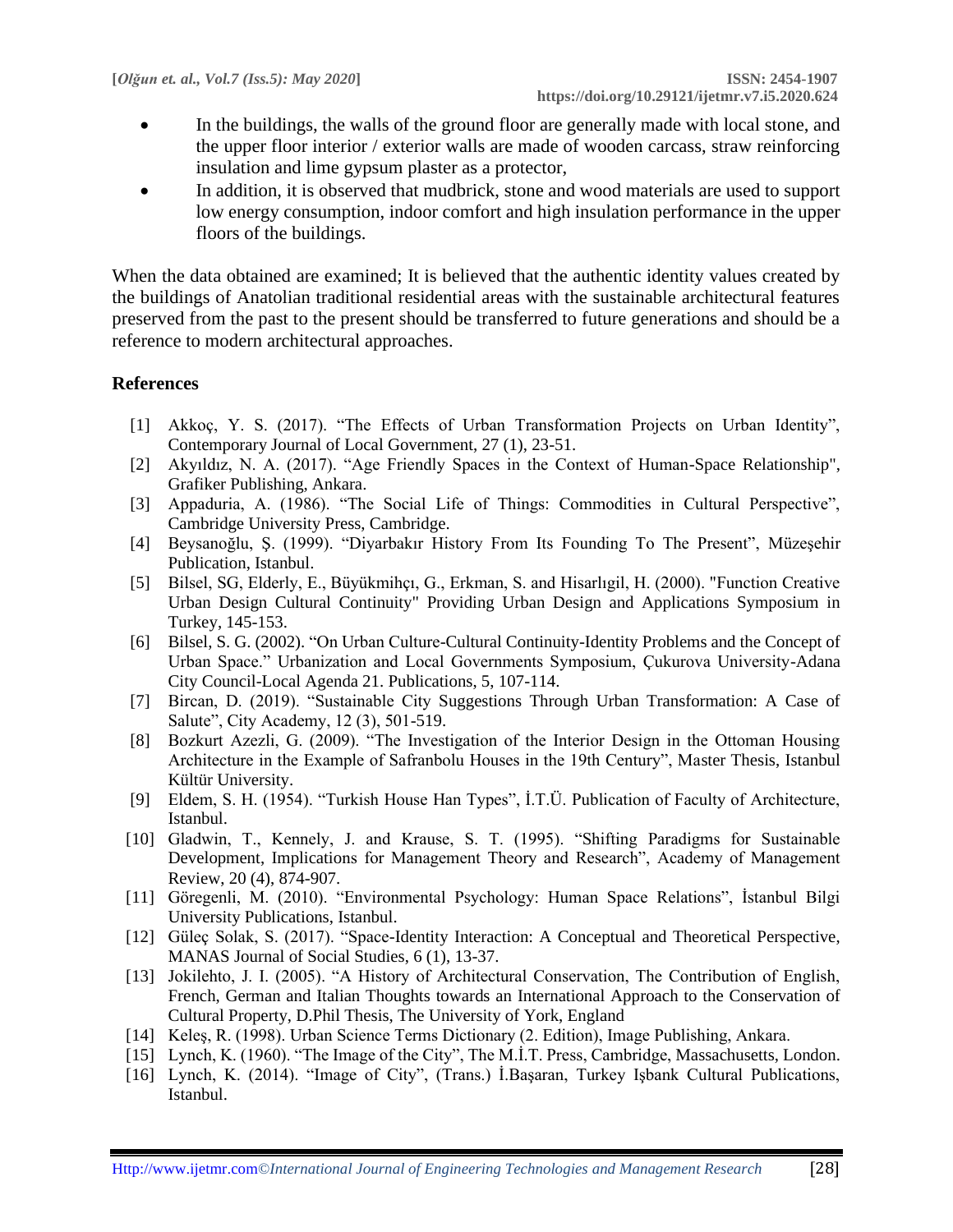- In the buildings, the walls of the ground floor are generally made with local stone, and the upper floor interior / exterior walls are made of wooden carcass, straw reinforcing insulation and lime gypsum plaster as a protector,
- In addition, it is observed that mudbrick, stone and wood materials are used to support low energy consumption, indoor comfort and high insulation performance in the upper floors of the buildings.

When the data obtained are examined; It is believed that the authentic identity values created by the buildings of Anatolian traditional residential areas with the sustainable architectural features preserved from the past to the present should be transferred to future generations and should be a reference to modern architectural approaches.

## References

[1] Akkoç, Y. S. (2017). "The Effects of Urban Transformation Projects on Urban Identity", Contemporary Journal of Local Government, 27 (1), 23-51.

[2] Akyıldız, N. A. (2017). "Age Friendly Spaces in the Context of Human-Space Relationship", Grafiker Publishing, Ankara.

[3] Appaduria, A. (1986). "The Social Life of Things: Commodities in Cultural Perspective", Cambridge University Press, Cambridge.

[4] Beysanoğlu, Ş. (1999). "Diyarbakır History From Its Founding To The Present", Müzeşehir Publication, Istanbul.

[5] Bilsel, SG, Elderly, E., Büyükmihçı, G., Erkman, S. and Hisarlıgil, H. (2000). "Function Creative Urban Design Cultural Continuity" Providing Urban Design and Applications Symposium in Turkey, 145-153.

[6] Bilsel, S. G. (2002). "On Urban Culture-Cultural Continuity-Identity Problems and the Concept of Urban Space." Urbanization and Local Governments Symposium, Çukurova University-Adana City Council-Local Agenda 21. Publications, 5, 107-114.

[7] Bircan, D. (2019). "Sustainable City Suggestions Through Urban Transformation: A Case of Salute", City Academy, 12 (3), 501-519.

[8] Bozkurt Azezli, G. (2009). "The Investigation of the Interior Design in the Ottoman Housing Architecture in the Example of Safranbolu Houses in the 19th Century", Master Thesis, Istanbul Kültür University.

[9] Eldem, S. H. (1954). "Turkish House Han Types", İ.T.Ü. Publication of Faculty of Architecture, Istanbul.

[10] Gladwin, T., Kennely, J. and Krause, S. T. (1995). "Shifting Paradigms for Sustainable Development, Implications for Management Theory and Research", Academy of Management Review, 20 (4), 874-907.

[11] Göregenli, M. (2010). "Environmental Psychology: Human Space Relations", İstanbul Bilgi University Publications, Istanbul.

[12] Güleç Solak, S. (2017). "Space-Identity Interaction: A Conceptual and Theoretical Perspective, MANAS Journal of Social Studies, 6 (1), 13-37.

[13] Jokilehto, J. I. (2005). "A History of Architectural Conservation, The Contribution of English, French, German and Italian Thoughts towards an International Approach to the Conservation of Cultural Property, D.Phil Thesis, The University of York, England

[14] Keleş, R. (1998). Urban Science Terms Dictionary (2. Edition), Image Publishing, Ankara.

[15] Lynch, K. (1960). "The Image of the City", The M.İ.T. Press, Cambridge, Massachusetts, London.

[16] Lynch, K. (2014). "Image of City", (Trans.) İ.Başaran, Turkey Işbank Cultural Publications, Istanbul.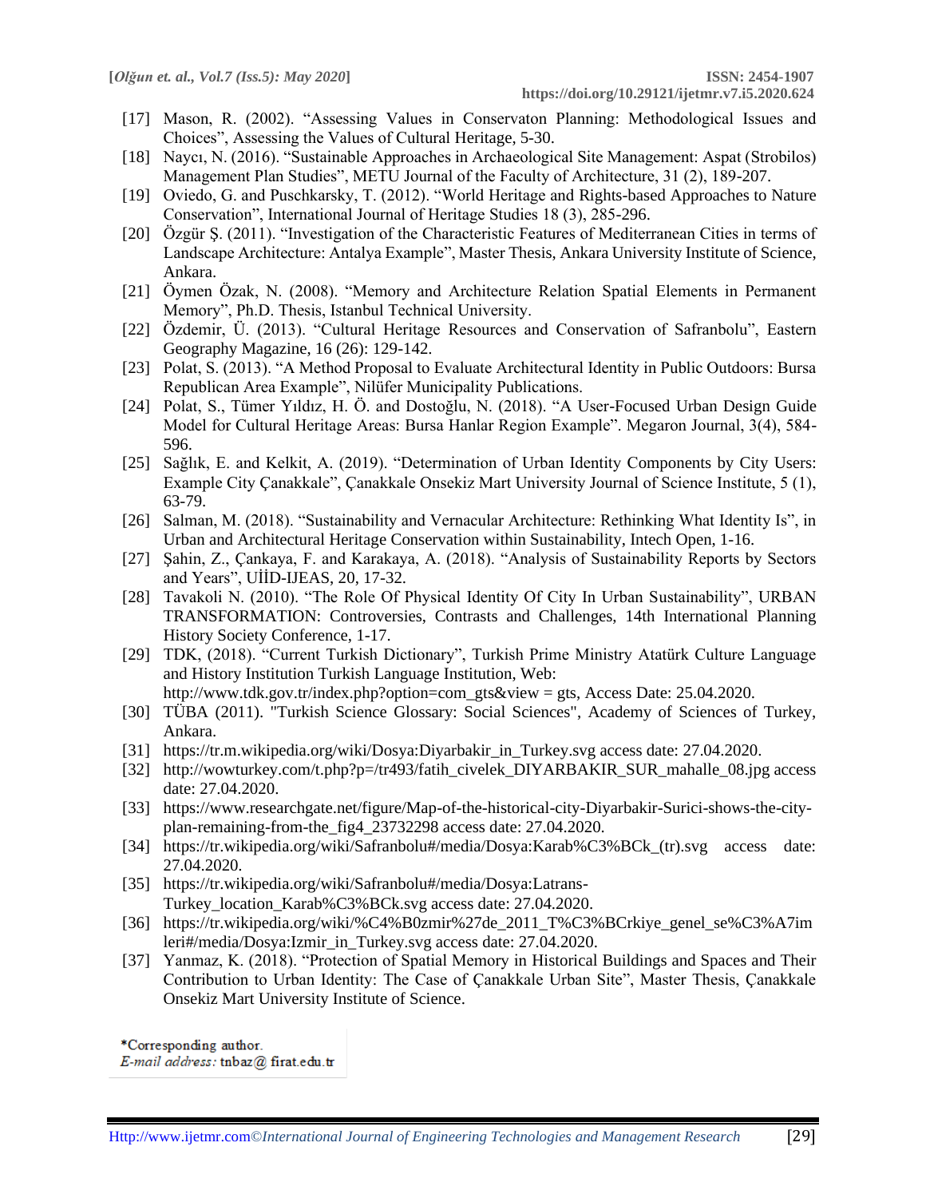[17] Mason, R. (2002). "Assessing Values in Conservaton Planning: Methodological Issues and Choices", Assessing the Values of Cultural Heritage, 5-30.

[18] Naycı, N. (2016). "Sustainable Approaches in Archaeological Site Management: Aspat (Strobilos) Management Plan Studies", METU Journal of the Faculty of Architecture, 31 (2), 189-207.

[19] Oviedo, G. and Puschkarsky, T. (2012). "World Heritage and Rights-based Approaches to Nature Conservation", International Journal of Heritage Studies 18 (3), 285-296.

[20] Özgür Ş. (2011). "Investigation of the Characteristic Features of Mediterranean Cities in terms of Landscape Architecture: Antalya Example", Master Thesis, Ankara University Institute of Science, Ankara.

[21] Öymen Özak, N. (2008). "Memory and Architecture Relation Spatial Elements in Permanent Memory", Ph.D. Thesis, Istanbul Technical University.

[22] Özdemir, Ü. (2013). "Cultural Heritage Resources and Conservation of Safranbolu", Eastern Geography Magazine, 16 (26): 129-142.

[23] Polat, S. (2013). "A Method Proposal to Evaluate Architectural Identity in Public Outdoors: Bursa Republican Area Example", Nilüfer Municipality Publications.

[24] Polat, S., Tümer Yıldız, H. Ö. and Dostoğlu, N. (2018). "A User-Focused Urban Design Guide Model for Cultural Heritage Areas: Bursa Hanlar Region Example". Megaron Journal, 3(4), 584-596.

[25] Sağlık, E. and Kelkit, A. (2019). "Determination of Urban Identity Components by City Users: Example City Çanakkale", Çanakkale Onsekiz Mart University Journal of Science Institute, 5 (1), 63-79.

[26] Salman, M. (2018). "Sustainability and Vernacular Architecture: Rethinking What Identity Is", in Urban and Architectural Heritage Conservation within Sustainability, Intech Open, 1-16.

[27] Şahin, Z., Çankaya, F. and Karakaya, A. (2018). "Analysis of Sustainability Reports by Sectors and Years", UİİD-IJEAS, 20, 17-32.

[28] Tavakoli N. (2010). "The Role Of Physical Identity Of City In Urban Sustainability", URBAN TRANSFORMATION: Controversies, Contrasts and Challenges, 14th International Planning History Society Conference, 1-17.

[29] TDK, (2018). "Current Turkish Dictionary", Turkish Prime Ministry Atatürk Culture Language and History Institution Turkish Language Institution, Web: http://www.tdk.gov.tr/index.php?option=com_gts&view = gts, Access Date: 25.04.2020.

[30] TÜBA (2011). "Turkish Science Glossary: Social Sciences", Academy of Sciences of Turkey, Ankara.

[31] https://tr.m.wikipedia.org/wiki/Dosya:Diyarbakir_in_Turkey.svg access date: 27.04.2020.

[32] http://wowturkey.com/t.php?p=/tr493/fatih_civelek_DIYARBAKIR_SUR_mahalle_08.jpg access date: 27.04.2020.

[33] https://www.researchgate.net/figure/Map-of-the-historical-city-Diyarbakir-Surici-shows-the-city-plan-remaining-from-the_fig4_23732298 access date: 27.04.2020.

[34] https://tr.wikipedia.org/wiki/Safranbolu#/media/Dosya:Karab%C3%BCk_(tr).svg access date: 27.04.2020.

[35] https://tr.wikipedia.org/wiki/Safranbolu#/media/Dosya:Latrans-Turkey_location_Karab%C3%BCk.svg access date: 27.04.2020.

[36] https://tr.wikipedia.org/wiki/%C4%B0zmir%27de_2011_T%C3%BCrkiye_genel_se%C3%A7imleri#/media/Dosya:Izmir_in_Turkey.svg access date: 27.04.2020.

[37] Yanmaz, K. (2018). "Protection of Spatial Memory in Historical Buildings and Spaces and Their Contribution to Urban Identity: The Case of Çanakkale Urban Site", Master Thesis, Çanakkale Onsekiz Mart University Institute of Science.

*Corresponding author.
*E-mail address:* tnbaz@ firat.edu.tr